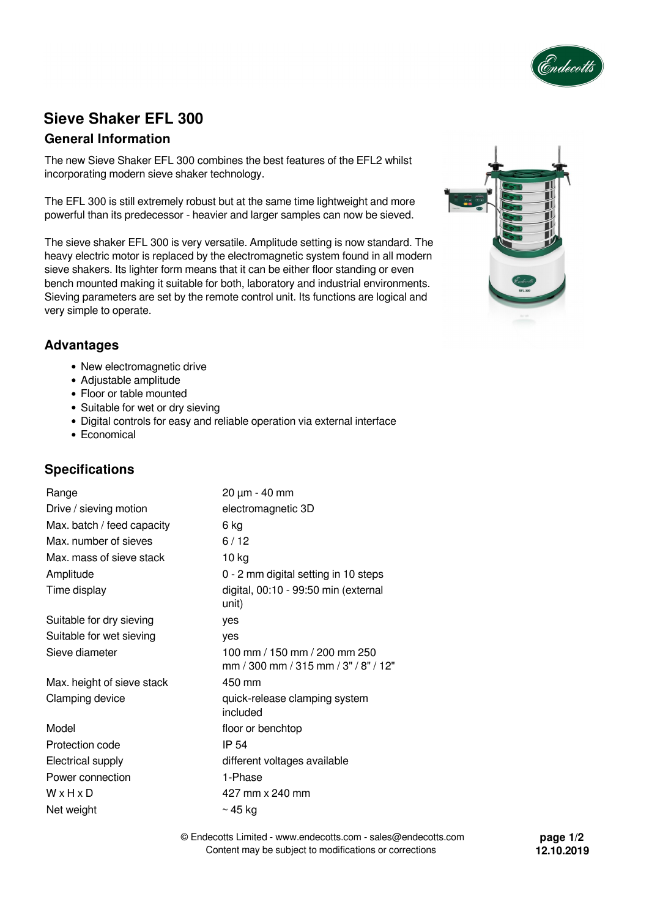# Sieve Shaker EFL 300

## General Information

The new Sieve Shaker EFL 300 combines the best features of the EFL2 whilst incorporating modern sieve shaker technology.

The EFL 300 is still extremely robust but at the same time lightweight and more powerful than its predecessor - heavier and larger samples can now be sieved.

The sieve shaker EFL 300 is very versatile. Amplitude setting is now standard. The heavy electric motor is replaced by the electromagnetic system found in all modern sieve shakers. Its lighter form means that it can be either floor standing or even bench mounted making it suitable for both, laboratory and industrial environments. Sieving parameters are set by the remote control unit. Its functions are logical and very simple to operate.

## Advantages

- New electromagnetic drive
- Adjustable amplitude
- Floor or table mounted
- Suitable for wet or dry sieving
- Digital controls for easy and reliable operation via external interface
- Economical

## Specifications

| | |
|---|---|
| Range | 20 µm - 40 mm |
| Drive / sieving motion | electromagnetic 3D |
| Max. batch / feed capacity | 6 kg |
| Max. number of sieves | 6 / 12 |
| Max. mass of sieve stack | 10 kg |
| Amplitude | 0 - 2 mm digital setting in 10 steps |
| Time display | digital, 00:10 - 99:50 min (external unit) |
| Suitable for dry sieving | yes |
| Suitable for wet sieving | yes |
| Sieve diameter | 100 mm / 150 mm / 200 mm 250 mm / 300 mm / 315 mm / 3" / 8" / 12" |
| Max. height of sieve stack | 450 mm |
| Clamping device | quick-release clamping system included |
| Model | floor or benchtop |
| Protection code | IP 54 |
| Electrical supply | different voltages available |
| Power connection | 1-Phase |
| W x H x D | 427 mm x 240 mm |
| Net weight | ~ 45 kg |

© Endecotts Limited - www.endecotts.com - sales@endecotts.com
Content may be subject to modifications or corrections

12.10.2019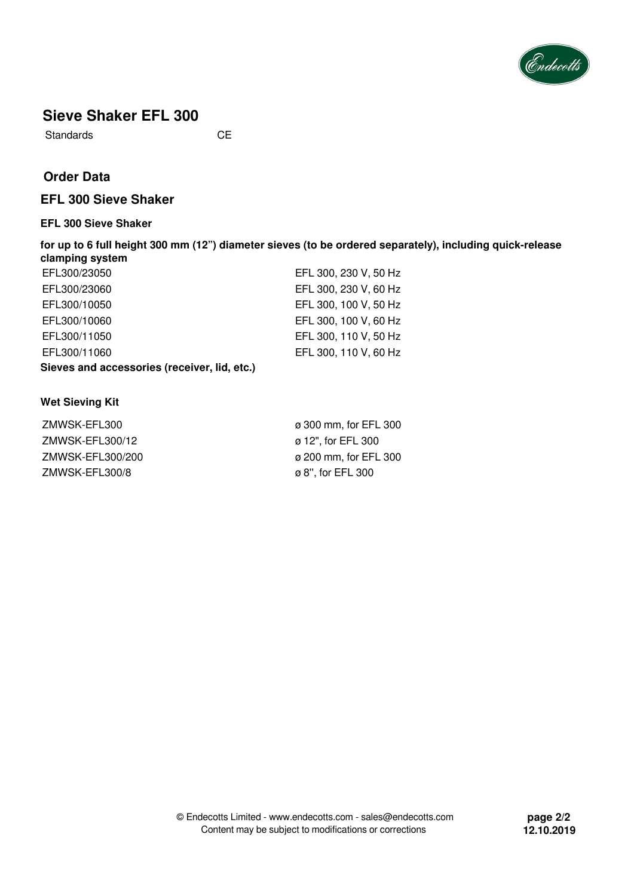## Sieve Shaker EFL 300

| | |
|---|---|
| Standards | CE |

### Order Data

### EFL 300 Sieve Shaker

**EFL 300 Sieve Shaker**

**for up to 6 full height 300 mm (12") diameter sieves (to be ordered separately), including quick-release clamping system**

| | |
|---|---|
| EFL300/23050 | EFL 300, 230 V, 50 Hz |
| EFL300/23060 | EFL 300, 230 V, 60 Hz |
| EFL300/10050 | EFL 300, 100 V, 50 Hz |
| EFL300/10060 | EFL 300, 100 V, 60 Hz |
| EFL300/11050 | EFL 300, 110 V, 50 Hz |
| EFL300/11060 | EFL 300, 110 V, 60 Hz |

**Sieves and accessories (receiver, lid, etc.)**

**Wet Sieving Kit**

| | |
|---|---|
| ZMWSK-EFL300 | ø 300 mm, for EFL 300 |
| ZMWSK-EFL300/12 | ø 12", for EFL 300 |
| ZMWSK-EFL300/200 | ø 200 mm, for EFL 300 |
| ZMWSK-EFL300/8 | ø 8'', for EFL 300 |

© Endecotts Limited - www.endecotts.com - sales@endecotts.com
Content may be subject to modifications or corrections

12.10.2019